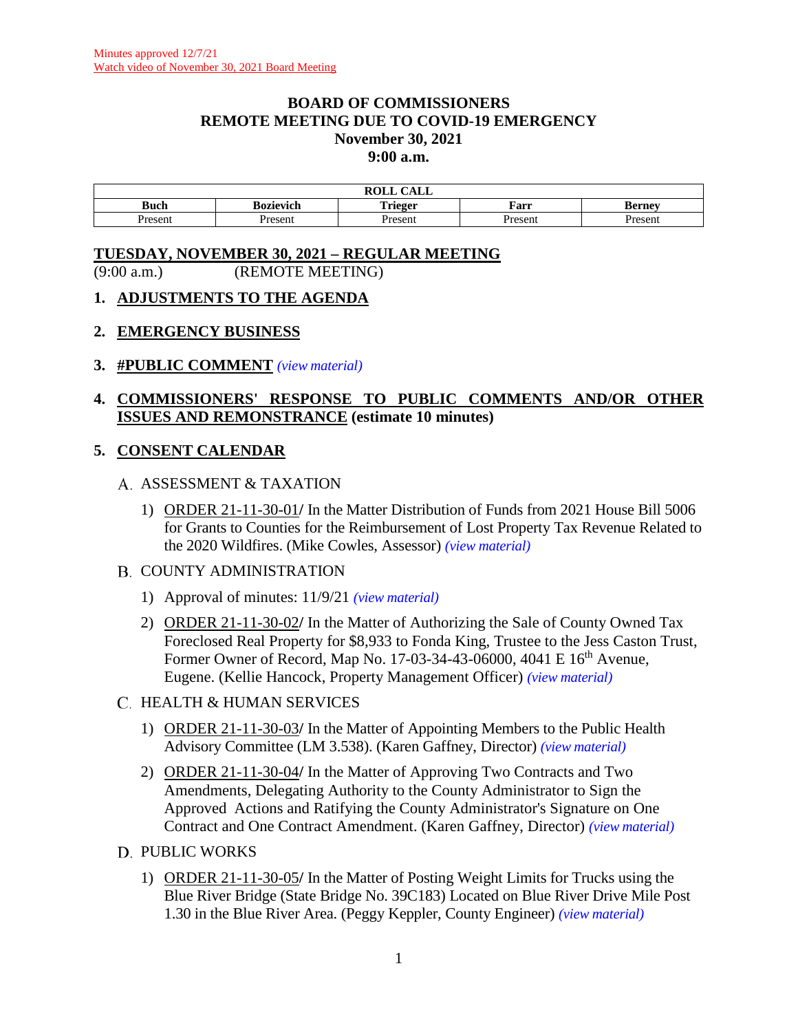Minutes approved 12/7/21
Watch video of November 30, 2021 Board Meeting

# BOARD OF COMMISSIONERS
## REMOTE MEETING DUE TO COVID-19 EMERGENCY
## November 30, 2021
## 9:00 a.m.

| ROLL CALL | | | | |
|---|---|---|---|---|
| **Buch** | **Bozievich** | **Trieger** | **Farr** | **Berney** |
| Present | Present | Present | Present | Present |

**TUESDAY, NOVEMBER 30, 2021 – REGULAR MEETING**
(9:00 a.m.) (REMOTE MEETING)

**1. ADJUSTMENTS TO THE AGENDA**

**2. EMERGENCY BUSINESS**

**3. #PUBLIC COMMENT** *(view material)*

**4. COMMISSIONERS' RESPONSE TO PUBLIC COMMENTS AND/OR OTHER ISSUES AND REMONSTRANCE (estimate 10 minutes)**

**5. CONSENT CALENDAR**

A. ASSESSMENT & TAXATION

1) ORDER 21-11-30-01/ In the Matter Distribution of Funds from 2021 House Bill 5006 for Grants to Counties for the Reimbursement of Lost Property Tax Revenue Related to the 2020 Wildfires. (Mike Cowles, Assessor) *(view material)*

B. COUNTY ADMINISTRATION

1) Approval of minutes: 11/9/21 *(view material)*

2) ORDER 21-11-30-02/ In the Matter of Authorizing the Sale of County Owned Tax Foreclosed Real Property for $8,933 to Fonda King, Trustee to the Jess Caston Trust, Former Owner of Record, Map No. 17-03-34-43-06000, 4041 E 16th Avenue, Eugene. (Kellie Hancock, Property Management Officer) *(view material)*

C. HEALTH & HUMAN SERVICES

1) ORDER 21-11-30-03/ In the Matter of Appointing Members to the Public Health Advisory Committee (LM 3.538). (Karen Gaffney, Director) *(view material)*

2) ORDER 21-11-30-04/ In the Matter of Approving Two Contracts and Two Amendments, Delegating Authority to the County Administrator to Sign the Approved Actions and Ratifying the County Administrator's Signature on One Contract and One Contract Amendment. (Karen Gaffney, Director) *(view material)*

D. PUBLIC WORKS

1) ORDER 21-11-30-05/ In the Matter of Posting Weight Limits for Trucks using the Blue River Bridge (State Bridge No. 39C183) Located on Blue River Drive Mile Post 1.30 in the Blue River Area. (Peggy Keppler, County Engineer) *(view material)*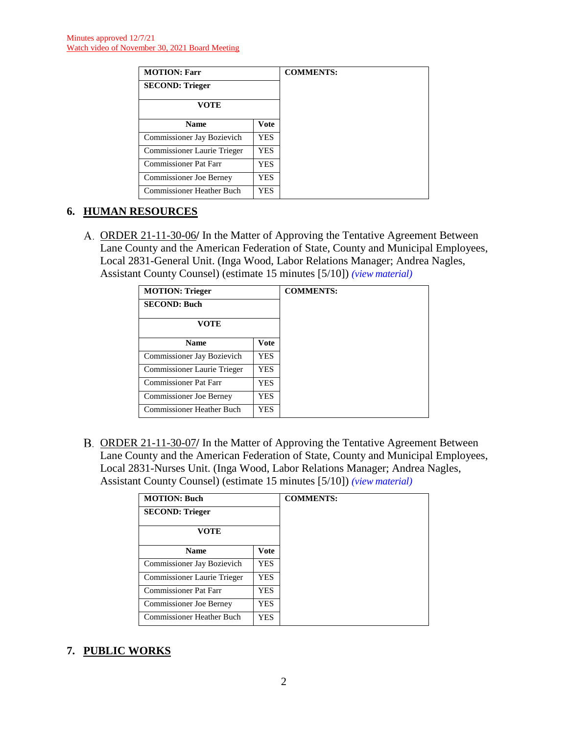Minutes approved 12/7/21
Watch video of November 30, 2021 Board Meeting

| MOTION: Farr | | COMMENTS: |
|---|---|---|
| SECOND: Trieger | | |
| VOTE | | |
| Name | Vote | |
| Commissioner Jay Bozievich | YES | |
| Commissioner Laurie Trieger | YES | |
| Commissioner Pat Farr | YES | |
| Commissioner Joe Berney | YES | |
| Commissioner Heather Buch | YES | |

## 6. HUMAN RESOURCES

A. ORDER 21-11-30-06/ In the Matter of Approving the Tentative Agreement Between Lane County and the American Federation of State, County and Municipal Employees, Local 2831-General Unit. (Inga Wood, Labor Relations Manager; Andrea Nagles, Assistant County Counsel) (estimate 15 minutes [5/10]) *(view material)*

| MOTION: Trieger | | COMMENTS: |
|---|---|---|
| SECOND: Buch | | |
| VOTE | | |
| Name | Vote | |
| Commissioner Jay Bozievich | YES | |
| Commissioner Laurie Trieger | YES | |
| Commissioner Pat Farr | YES | |
| Commissioner Joe Berney | YES | |
| Commissioner Heather Buch | YES | |

B. ORDER 21-11-30-07/ In the Matter of Approving the Tentative Agreement Between Lane County and the American Federation of State, County and Municipal Employees, Local 2831-Nurses Unit. (Inga Wood, Labor Relations Manager; Andrea Nagles, Assistant County Counsel) (estimate 15 minutes [5/10]) *(view material)*

| MOTION: Buch | | COMMENTS: |
|---|---|---|
| SECOND: Trieger | | |
| VOTE | | |
| Name | Vote | |
| Commissioner Jay Bozievich | YES | |
| Commissioner Laurie Trieger | YES | |
| Commissioner Pat Farr | YES | |
| Commissioner Joe Berney | YES | |
| Commissioner Heather Buch | YES | |

## 7. PUBLIC WORKS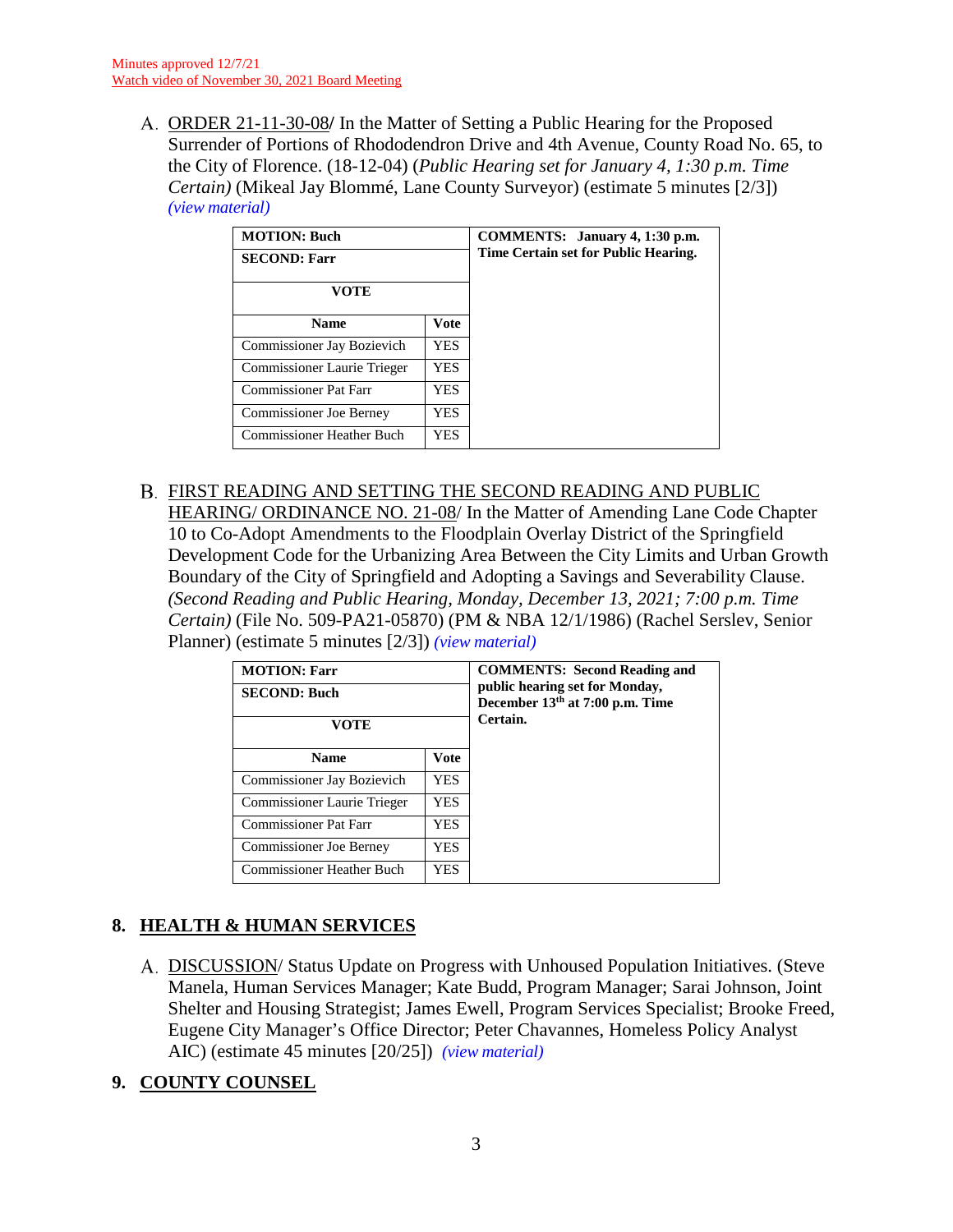Minutes approved 12/7/21
Watch video of November 30, 2021 Board Meeting

A. ORDER 21-11-30-08/ In the Matter of Setting a Public Hearing for the Proposed Surrender of Portions of Rhododendron Drive and 4th Avenue, County Road No. 65, to the City of Florence. (18-12-04) (*Public Hearing set for January 4, 1:30 p.m. Time Certain)* (Mikeal Jay Blommé, Lane County Surveyor) (estimate 5 minutes [2/3]) *(view material)*

| **MOTION: Buch** | | **COMMENTS: January 4, 1:30 p.m. Time Certain set for Public Hearing.** |
|---|---|---|
| **SECOND: Farr** | | |
| **VOTE** | | |
| **Name** | **Vote** | |
| Commissioner Jay Bozievich | YES | |
| Commissioner Laurie Trieger | YES | |
| Commissioner Pat Farr | YES | |
| Commissioner Joe Berney | YES | |
| Commissioner Heather Buch | YES | |

B. FIRST READING AND SETTING THE SECOND READING AND PUBLIC HEARING/ ORDINANCE NO. 21-08/ In the Matter of Amending Lane Code Chapter 10 to Co-Adopt Amendments to the Floodplain Overlay District of the Springfield Development Code for the Urbanizing Area Between the City Limits and Urban Growth Boundary of the City of Springfield and Adopting a Savings and Severability Clause. *(Second Reading and Public Hearing, Monday, December 13, 2021; 7:00 p.m. Time Certain)* (File No. 509-PA21-05870) (PM & NBA 12/1/1986) (Rachel Serslev, Senior Planner) (estimate 5 minutes [2/3]) *(view material)*

| **MOTION: Farr** | | **COMMENTS: Second Reading and public hearing set for Monday, December 13th at 7:00 p.m. Time Certain.** |
|---|---|---|
| **SECOND: Buch** | | |
| **VOTE** | | |
| **Name** | **Vote** | |
| Commissioner Jay Bozievich | YES | |
| Commissioner Laurie Trieger | YES | |
| Commissioner Pat Farr | YES | |
| Commissioner Joe Berney | YES | |
| Commissioner Heather Buch | YES | |

## 8. HEALTH & HUMAN SERVICES

A. DISCUSSION/ Status Update on Progress with Unhoused Population Initiatives. (Steve Manela, Human Services Manager; Kate Budd, Program Manager; Sarai Johnson, Joint Shelter and Housing Strategist; James Ewell, Program Services Specialist; Brooke Freed, Eugene City Manager's Office Director; Peter Chavannes, Homeless Policy Analyst AIC) (estimate 45 minutes [20/25]) *(view material)*

## 9. COUNTY COUNSEL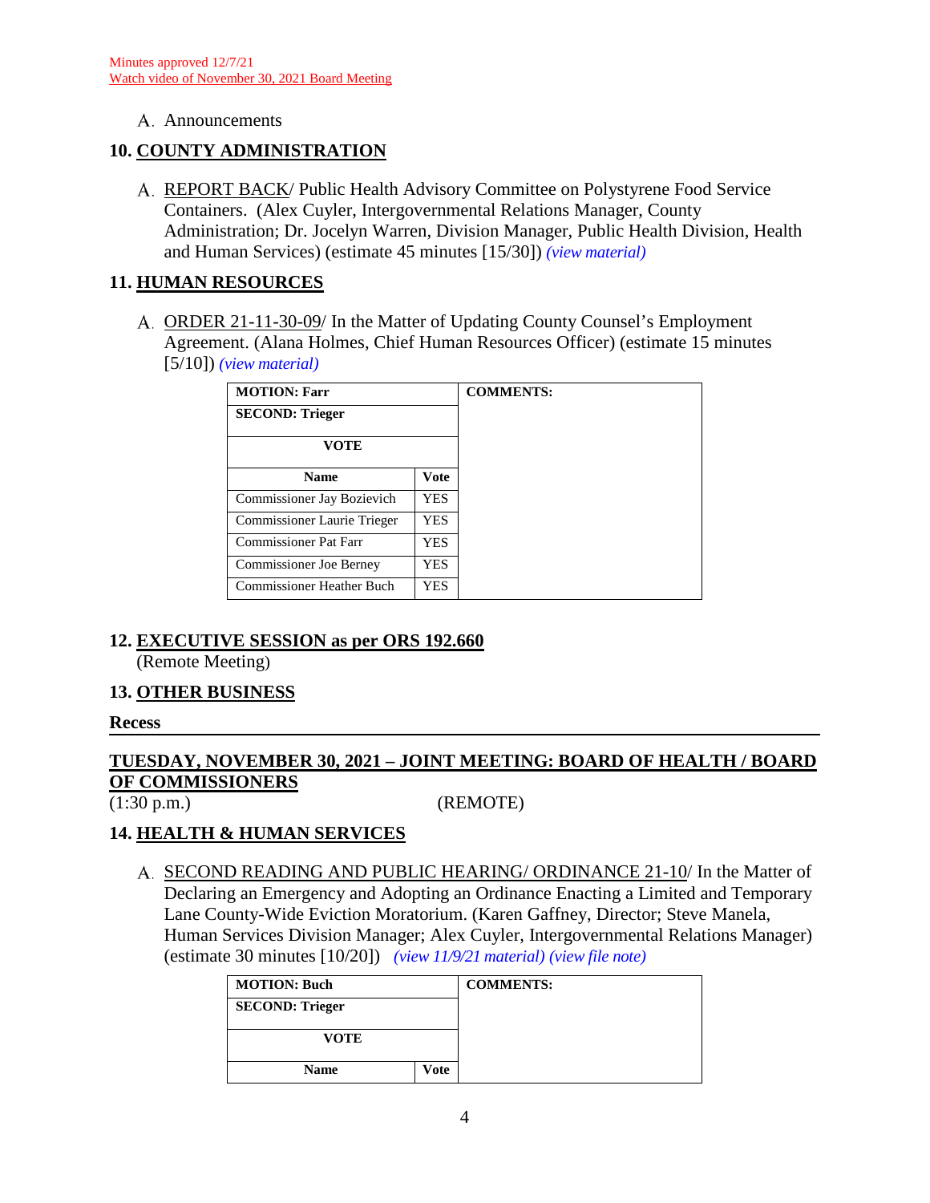Minutes approved 12/7/21
Watch video of November 30, 2021 Board Meeting

A. Announcements

## 10. COUNTY ADMINISTRATION

A. REPORT BACK/ Public Health Advisory Committee on Polystyrene Food Service Containers. (Alex Cuyler, Intergovernmental Relations Manager, County Administration; Dr. Jocelyn Warren, Division Manager, Public Health Division, Health and Human Services) (estimate 45 minutes [15/30]) *(view material)*

## 11. HUMAN RESOURCES

A. ORDER 21-11-30-09/ In the Matter of Updating County Counsel's Employment Agreement. (Alana Holmes, Chief Human Resources Officer) (estimate 15 minutes [5/10]) *(view material)*

| MOTION: Farr | | COMMENTS: |
|---|---|---|
| SECOND: Trieger | | |
| VOTE | | |
| Name | Vote | |
| Commissioner Jay Bozievich | YES | |
| Commissioner Laurie Trieger | YES | |
| Commissioner Pat Farr | YES | |
| Commissioner Joe Berney | YES | |
| Commissioner Heather Buch | YES | |

## 12. EXECUTIVE SESSION as per ORS 192.660

(Remote Meeting)

## 13. OTHER BUSINESS

**Recess**

## TUESDAY, NOVEMBER 30, 2021 – JOINT MEETING: BOARD OF HEALTH / BOARD OF COMMISSIONERS

(1:30 p.m.) (REMOTE)

## 14. HEALTH & HUMAN SERVICES

A. SECOND READING AND PUBLIC HEARING/ ORDINANCE 21-10/ In the Matter of Declaring an Emergency and Adopting an Ordinance Enacting a Limited and Temporary Lane County-Wide Eviction Moratorium. (Karen Gaffney, Director; Steve Manela, Human Services Division Manager; Alex Cuyler, Intergovernmental Relations Manager) (estimate 30 minutes [10/20]) *(view 11/9/21 material) (view file note)*

| MOTION: Buch | | COMMENTS: |
|---|---|---|
| SECOND: Trieger | | |
| VOTE | | |
| Name | Vote | |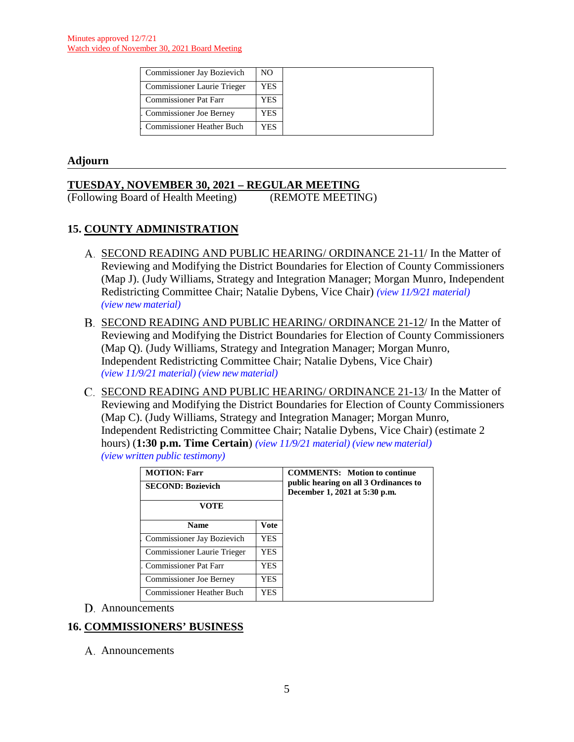Minutes approved 12/7/21
Watch video of November 30, 2021 Board Meeting

| Name | Vote | |
|---|---|---|
| Commissioner Jay Bozievich | NO | |
| Commissioner Laurie Trieger | YES | |
| Commissioner Pat Farr | YES | |
| Commissioner Joe Berney | YES | |
| Commissioner Heather Buch | YES | |

## Adjourn

## TUESDAY, NOVEMBER 30, 2021 – REGULAR MEETING

(Following Board of Health Meeting) (REMOTE MEETING)

## 15. COUNTY ADMINISTRATION

A. SECOND READING AND PUBLIC HEARING/ ORDINANCE 21-11/ In the Matter of Reviewing and Modifying the District Boundaries for Election of County Commissioners (Map J). (Judy Williams, Strategy and Integration Manager; Morgan Munro, Independent Redistricting Committee Chair; Natalie Dybens, Vice Chair) *(view 11/9/21 material) (view new material)*

B. SECOND READING AND PUBLIC HEARING/ ORDINANCE 21-12/ In the Matter of Reviewing and Modifying the District Boundaries for Election of County Commissioners (Map Q). (Judy Williams, Strategy and Integration Manager; Morgan Munro, Independent Redistricting Committee Chair; Natalie Dybens, Vice Chair) *(view 11/9/21 material) (view new material)*

C. SECOND READING AND PUBLIC HEARING/ ORDINANCE 21-13/ In the Matter of Reviewing and Modifying the District Boundaries for Election of County Commissioners (Map C). (Judy Williams, Strategy and Integration Manager; Morgan Munro, Independent Redistricting Committee Chair; Natalie Dybens, Vice Chair) (estimate 2 hours) (**1:30 p.m. Time Certain**) *(view 11/9/21 material) (view new material) (view written public testimony)*

| **MOTION: Farr** | | **COMMENTS: Motion to continue public hearing on all 3 Ordinances to December 1, 2021 at 5:30 p.m.** |
|---|---|---|
| **SECOND: Bozievich** | | |
| **VOTE** | | |
| **Name** | **Vote** | |
| Commissioner Jay Bozievich | YES | |
| Commissioner Laurie Trieger | YES | |
| Commissioner Pat Farr | YES | |
| Commissioner Joe Berney | YES | |
| Commissioner Heather Buch | YES | |

D. Announcements

## 16. COMMISSIONERS' BUSINESS

A. Announcements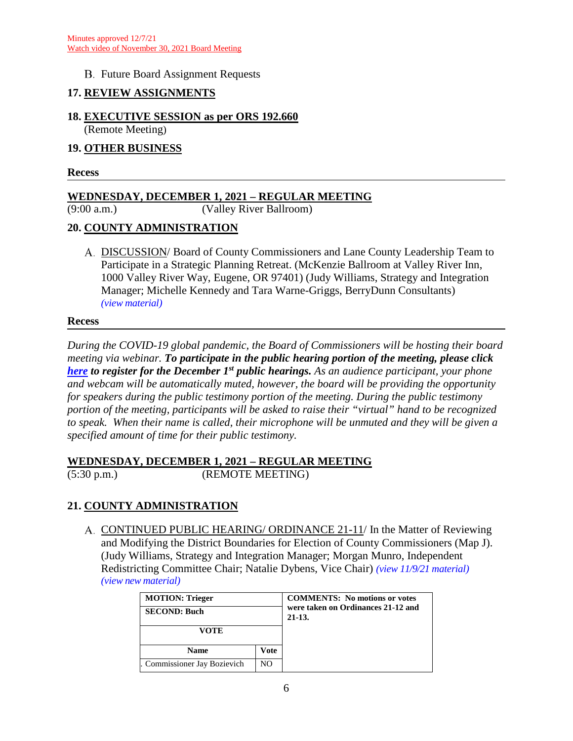Minutes approved 12/7/21
Watch video of November 30, 2021 Board Meeting

B. Future Board Assignment Requests

## 17. REVIEW ASSIGNMENTS

## 18. EXECUTIVE SESSION as per ORS 192.660
(Remote Meeting)

## 19. OTHER BUSINESS

**Recess**

---

## WEDNESDAY, DECEMBER 1, 2021 – REGULAR MEETING
(9:00 a.m.) (Valley River Ballroom)

## 20. COUNTY ADMINISTRATION

A. DISCUSSION/ Board of County Commissioners and Lane County Leadership Team to Participate in a Strategic Planning Retreat. (McKenzie Ballroom at Valley River Inn, 1000 Valley River Way, Eugene, OR 97401) (Judy Williams, Strategy and Integration Manager; Michelle Kennedy and Tara Warne-Griggs, BerryDunn Consultants) *(view material)*

**Recess**

---

*During the COVID-19 global pandemic, the Board of Commissioners will be hosting their board meeting via webinar.* ***To participate in the public hearing portion of the meeting, please click here to register for the December 1st public hearings.*** *As an audience participant, your phone and webcam will be automatically muted, however, the board will be providing the opportunity for speakers during the public testimony portion of the meeting. During the public testimony portion of the meeting, participants will be asked to raise their "virtual" hand to be recognized to speak. When their name is called, their microphone will be unmuted and they will be given a specified amount of time for their public testimony.*

## WEDNESDAY, DECEMBER 1, 2021 – REGULAR MEETING
(5:30 p.m.) (REMOTE MEETING)

## 21. COUNTY ADMINISTRATION

A. CONTINUED PUBLIC HEARING/ ORDINANCE 21-11/ In the Matter of Reviewing and Modifying the District Boundaries for Election of County Commissioners (Map J). (Judy Williams, Strategy and Integration Manager; Morgan Munro, Independent Redistricting Committee Chair; Natalie Dybens, Vice Chair) *(view 11/9/21 material)* *(view new material)*

| **MOTION: Trieger** | | **COMMENTS: No motions or votes were taken on Ordinances 21-12 and 21-13.** |
|---|---|---|
| **SECOND: Buch** | | |
| **VOTE** | | |
| **Name** | **Vote** | |
| Commissioner Jay Bozievich | NO | |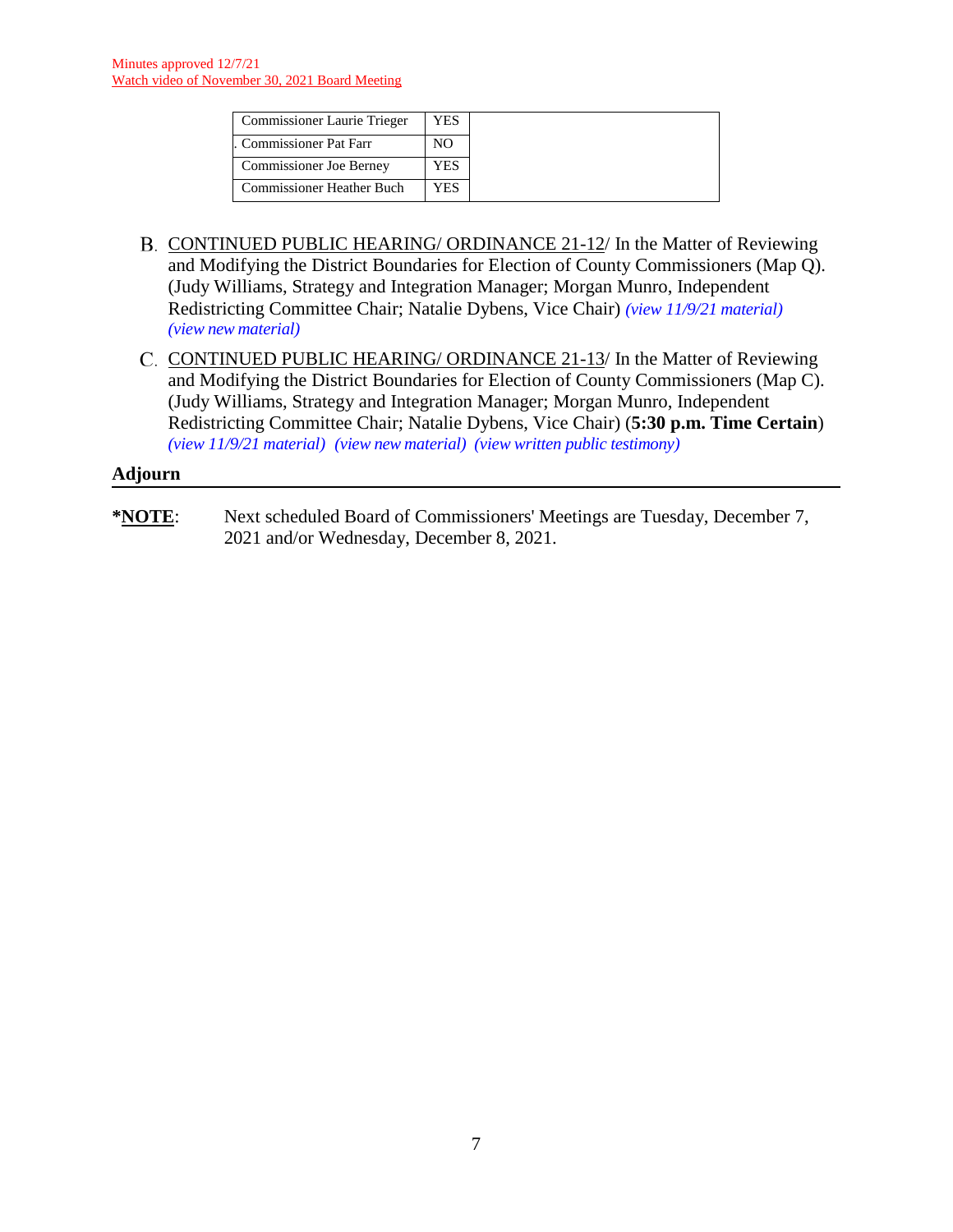Minutes approved 12/7/21
Watch video of November 30, 2021 Board Meeting

| | | |
|---|---|---|
| Commissioner Laurie Trieger | YES | |
| . Commissioner Pat Farr | NO | |
| Commissioner Joe Berney | YES | |
| Commissioner Heather Buch | YES | |

B. CONTINUED PUBLIC HEARING/ ORDINANCE 21-12/ In the Matter of Reviewing and Modifying the District Boundaries for Election of County Commissioners (Map Q). (Judy Williams, Strategy and Integration Manager; Morgan Munro, Independent Redistricting Committee Chair; Natalie Dybens, Vice Chair) *(view 11/9/21 material) (view new material)*

C. CONTINUED PUBLIC HEARING/ ORDINANCE 21-13/ In the Matter of Reviewing and Modifying the District Boundaries for Election of County Commissioners (Map C). (Judy Williams, Strategy and Integration Manager; Morgan Munro, Independent Redistricting Committee Chair; Natalie Dybens, Vice Chair) (**5:30 p.m. Time Certain**) *(view 11/9/21 material) (view new material) (view written public testimony)*

## Adjourn

**\*NOTE**: Next scheduled Board of Commissioners' Meetings are Tuesday, December 7, 2021 and/or Wednesday, December 8, 2021.